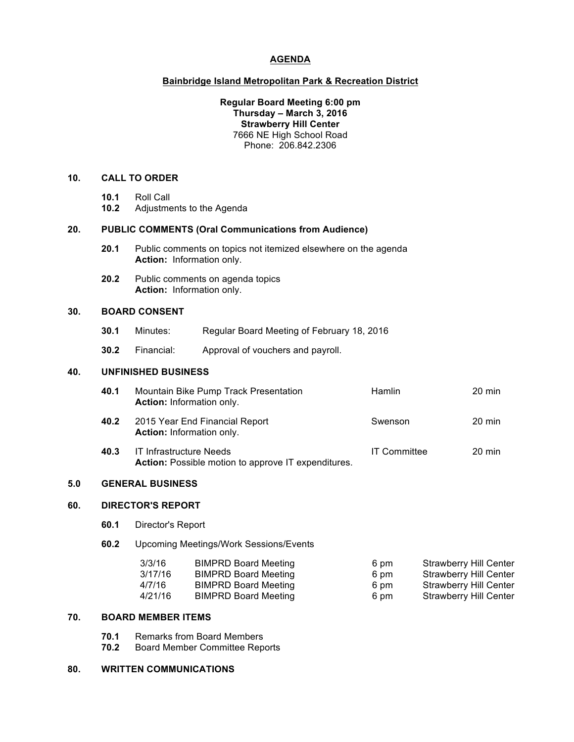# AGENDA

## Bainbridge Island Metropolitan Park & Recreation District

**Regular Board Meeting 6:00 pm**
**Thursday – March 3, 2016**
**Strawberry Hill Center**
7666 NE High School Road
Phone: 206.842.2306

### 10. CALL TO ORDER

**10.1** Roll Call
**10.2** Adjustments to the Agenda

### 20. PUBLIC COMMENTS (Oral Communications from Audience)

**20.1** Public comments on topics not itemized elsewhere on the agenda
**Action:** Information only.

**20.2** Public comments on agenda topics
**Action:** Information only.

### 30. BOARD CONSENT

**30.1** Minutes: Regular Board Meeting of February 18, 2016

**30.2** Financial: Approval of vouchers and payroll.

### 40. UNFINISHED BUSINESS

| | Item | Presenter | Time |
|---|---|---|---|
| **40.1** | Mountain Bike Pump Track Presentation<br>**Action:** Information only. | Hamlin | 20 min |
| **40.2** | 2015 Year End Financial Report<br>**Action:** Information only. | Swenson | 20 min |
| **40.3** | IT Infrastructure Needs<br>**Action:** Possible motion to approve IT expenditures. | IT Committee | 20 min |

### 5.0 GENERAL BUSINESS

### 60. DIRECTOR'S REPORT

**60.1** Director's Report

**60.2** Upcoming Meetings/Work Sessions/Events

| Date | Event | Time | Location |
|---|---|---|---|
| 3/3/16 | BIMPRD Board Meeting | 6 pm | Strawberry Hill Center |
| 3/17/16 | BIMPRD Board Meeting | 6 pm | Strawberry Hill Center |
| 4/7/16 | BIMPRD Board Meeting | 6 pm | Strawberry Hill Center |
| 4/21/16 | BIMPRD Board Meeting | 6 pm | Strawberry Hill Center |

### 70. BOARD MEMBER ITEMS

**70.1** Remarks from Board Members
**70.2** Board Member Committee Reports

### 80. WRITTEN COMMUNICATIONS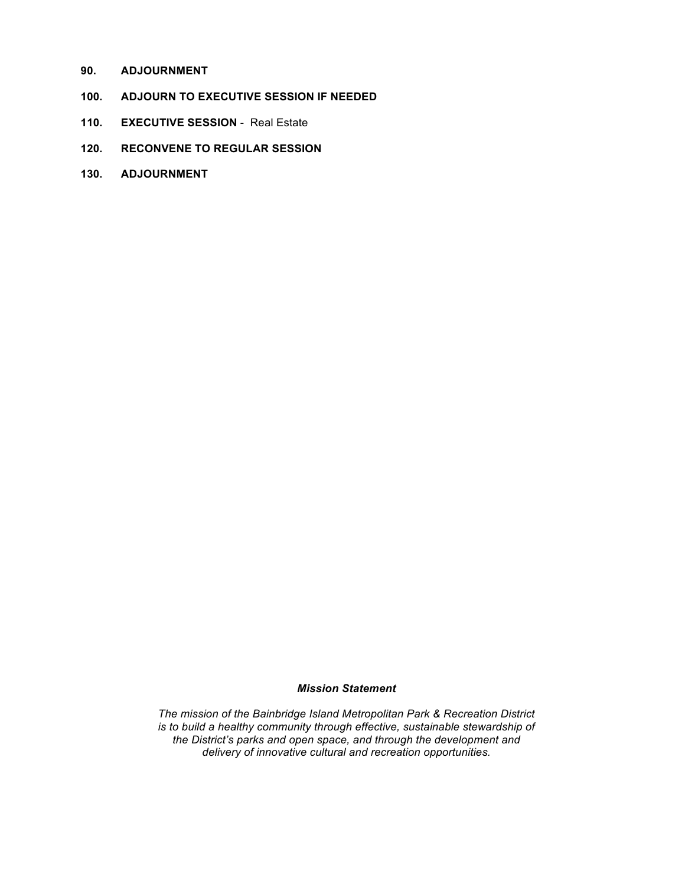**90. ADJOURNMENT**

**100. ADJOURN TO EXECUTIVE SESSION IF NEEDED**

**110. EXECUTIVE SESSION** - Real Estate

**120. RECONVENE TO REGULAR SESSION**

**130. ADJOURNMENT**

***Mission Statement***

*The mission of the Bainbridge Island Metropolitan Park & Recreation District is to build a healthy community through effective, sustainable stewardship of the District's parks and open space, and through the development and delivery of innovative cultural and recreation opportunities.*